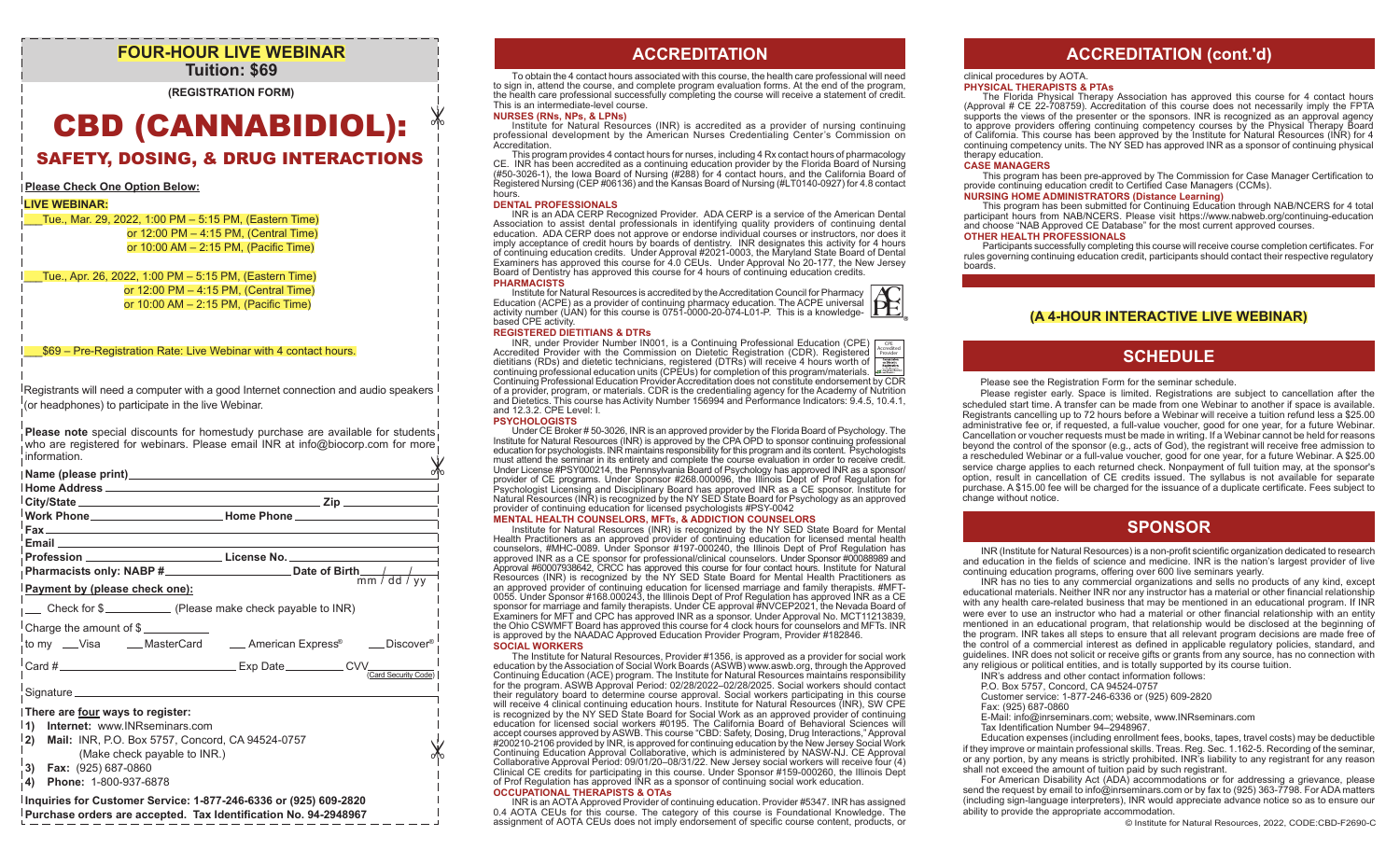# FOUR-HOUR LIVE WEBINAR

**Tuition: $69**

**(REGISTRATION FORM)**

# CBD (CANNABIDIOL):

## SAFETY, DOSING, & DRUG INTERACTIONS

**Please Check One Option Below:**

**LIVE WEBINAR:**

___Tue., Mar. 29, 2022, 1:00 PM – 5:15 PM, (Eastern Time)
or 12:00 PM – 4:15 PM, (Central Time)
or 10:00 AM – 2:15 PM, (Pacific Time)

___Tue., Apr. 26, 2022, 1:00 PM – 5:15 PM, (Eastern Time)
or 12:00 PM – 4:15 PM, (Central Time)
or 10:00 AM – 2:15 PM, (Pacific Time)

___$69 – Pre-Registration Rate: Live Webinar with 4 contact hours.

Registrants will need a computer with a good Internet connection and audio speakers (or headphones) to participate in the live Webinar.

**Please note** special discounts for homestudy purchase are available for students who are registered for webinars. Please email INR at info@biocorp.com for more information.

**Name (please print)**_______________
**Home Address**_______________
**City/State**_______________ **Zip**_______________
**Work Phone**_______________ **Home Phone**_______________
**Fax**_______________
**Email**_______________
**Profession**_______________ **License No.**_______________
**Pharmacists only: NABP #**_______________ **Date of Birth** ___/___/___ mm / dd / yy

**Payment by (please check one):**

___ Check for $__________ (Please make check payable to INR)

Charge the amount of $__________
to my ___Visa ___MasterCard ___American Express® ___Discover®

Card #_______________ Exp Date_________ CVV_______ (Card Security Code)

Signature_______________

**There are four ways to register:**

1) **Internet:** www.INRseminars.com
2) **Mail:** INR, P.O. Box 5757, Concord, CA 94524-0757 (Make check payable to INR.)
3) **Fax:** (925) 687-0860
4) **Phone:** 1-800-937-6878

**Inquiries for Customer Service: 1-877-246-6336 or (925) 609-2820**
**Purchase orders are accepted. Tax Identification No. 94-2948967**

## ACCREDITATION

To obtain the 4 contact hours associated with this course, the health care professional will need to sign in, attend the course, and complete program evaluation forms. At the end of the program, the health care professional successfully completing the course will receive a statement of credit. This is an intermediate-level course.

**NURSES (RNs, NPs, & LPNs)**

Institute for Natural Resources (INR) is accredited as a provider of nursing continuing professional development by the American Nurses Credentialing Center's Commission on Accreditation.

This program provides 4 contact hours for nurses, including 4 Rx contact hours of pharmacology CE. INR has been accredited as a continuing education provider by the Florida Board of Nursing (#50-3026-1), the Iowa Board of Nursing (#288) for 4 contact hours, and the California Board of Registered Nursing (CEP #06136) and the Kansas Board of Nursing (#LT0140-0927) for 4.8 contact hours.

**DENTAL PROFESSIONALS**

INR is an ADA CERP Recognized Provider. ADA CERP is a service of the American Dental Association to assist dental professionals in identifying quality providers of continuing dental education. ADA CERP does not approve or endorse individual courses or instructors, nor does it imply acceptance of credit hours by boards of dentistry. INR designates this activity for 4 hours of continuing education credits. Under Approval #2021-0003, the Maryland State Board of Dental Examiners has approved this course for 4.0 CEUs. Under Approval No 20-177, the New Jersey Board of Dentistry has approved this course for 4 hours of continuing education credits.

**PHARMACISTS**

Institute for Natural Resources is accredited by the Accreditation Council for Pharmacy Education (ACPE) as a provider of continuing pharmacy education. The ACPE universal activity number (UAN) for this course is 0751-0000-20-074-L01-P. This is a knowledge-based CPE activity.

**REGISTERED DIETITIANS & DTRs**

INR, under Provider Number IN001, is a Continuing Professional Education (CPE) Accredited Provider with the Commission on Dietetic Registration (CDR). Registered dietitians (RDs) and dietetic technicians, registered (DTRs) will receive 4 hours worth of continuing professional education units (CPEUs) for completion of this program/materials. Continuing Professional Education Provider Accreditation does not constitute endorsement by CDR of a provider, program, or materials. CDR is the credentialing agency for the Academy of Nutrition and Dietetics. This course has Activity Number 156994 and Performance Indicators: 9.4.5, 10.4.1, and 12.3.2. CPE Level: I.

**PSYCHOLOGISTS**

Under CE Broker # 50-3026, INR is an approved provider by the Florida Board of Psychology. The Institute for Natural Resources (INR) is approved by the CPA OPD to sponsor continuing professional education for psychologists. INR maintains responsibility for this program and its content. Psychologists must attend the seminar in its entirety and complete the course evaluation in order to receive credit. Under License #PSY000214, the Pennsylvania Board of Psychology has approved INR as a sponsor/provider of CE programs. Under Sponsor #268.000096, the Illinois Dept of Prof Regulation for Psychologist Licensing and Disciplinary Board has approved INR as a CE sponsor. Institute for Natural Resources (INR) is recognized by the NY SED State Board for Psychology as an approved provider of continuing education for licensed psychologists #PSY-0042

**MENTAL HEALTH COUNSELORS, MFTs, & ADDICTION COUNSELORS**

Institute for Natural Resources (INR) is recognized by the NY SED State Board for Mental Health Practitioners as an approved provider of continuing education for licensed mental health counselors, #MHC-0089. Under Sponsor #197-000240, the Illinois Dept of Prof Regulation has approved INR as a CE sponsor for professional/clinical counselors. Under Sponsor #00088989 and Approval #60007938642, CRCC has approved this course for four contact hours. Institute for Natural Resources (INR) is recognized by the NY SED State Board for Mental Health Practitioners as an approved provider of continuing education for licensed marriage and family therapists. #MFT-0055. Under Sponsor #168.000243, the Illinois Dept of Prof Regulation has approved INR as a CE sponsor for marriage and family therapists. Under CE approval #NVCEP2021, the Nevada Board of Examiners for MFT and CPC has approved INR as a sponsor. Under Approval No. MCT11213839, the Ohio CSWMFT Board has approved this course for 4 clock hours for counselors and MFTs. INR is approved by the NAADAC Approved Education Provider Program, Provider #182846.

**SOCIAL WORKERS**

The Institute for Natural Resources, Provider #1356, is approved as a provider for social work education by the Association of Social Work Boards (ASWB) www.aswb.org, through the Approved Continuing Education (ACE) program. The Institute for Natural Resources maintains responsibility for the program. ASWB Approval Period: 02/28/2022–02/28/2025. Social workers should contact their regulatory board to determine course approval. Social workers participating in this course will receive 4 clinical continuing education hours. Institute for Natural Resources (INR), SW CPE is recognized by the NY SED State Board for Social Work as an approved provider of continuing education for licensed social workers #0195. The California Board of Behavioral Sciences will accept courses approved by ASWB. This course "CBD: Safety, Dosing, Drug Interactions," Approval #200210-2106 provided by INR, is approved for continuing education by the New Jersey Social Work Continuing Education Approval Collaborative, which is administered by NASW-NJ. CE Approval Collaborative Approval Period: 09/01/20–08/31/22. New Jersey social workers will receive four (4) Clinical CE credits for participating in this course. Under Sponsor #159-000260, the Illinois Dept of Prof Regulation has approved INR as a sponsor of continuing social work education.

**OCCUPATIONAL THERAPISTS & OTAs**

INR is an AOTA Approved Provider of continuing education. Provider #5347. INR has assigned 0.4 AOTA CEUs for this course. The category of this course is Foundational Knowledge. The assignment of AOTA CEUs does not imply endorsement of specific course content, products, or clinical procedures by AOTA.

## ACCREDITATION (cont.'d)

**PHYSICAL THERAPISTS & PTAs**

The Florida Physical Therapy Association has approved this course for 4 contact hours (Approval # CE 22-708759). Accreditation of this course does not necessarily imply the FPTA supports the views of the presenter or the sponsors. INR is recognized as an approval agency to approve providers offering continuing competency courses by the Physical Therapy Board of California. This course has been approved by the Institute for Natural Resources (INR) for 4 continuing competency units. The NY SED has approved INR as a sponsor of continuing physical therapy education.

**CASE MANAGERS**

This program has been pre-approved by The Commission for Case Manager Certification to provide continuing education credit to Certified Case Managers (CCMs).

**NURSING HOME ADMINISTRATORS (Distance Learning)**

This program has been submitted for Continuing Education through NAB/NCERS for 4 total participant hours from NAB/NCERS. Please visit https://www.nabweb.org/continuing-education and choose "NAB Approved CE Database" for the most current approved courses.

**OTHER HEALTH PROFESSIONALS**

Participants successfully completing this course will receive course completion certificates. For rules governing continuing education credit, participants should contact their respective regulatory boards.

### (A 4-HOUR INTERACTIVE LIVE WEBINAR)

## SCHEDULE

Please see the Registration Form for the seminar schedule.

Please register early. Space is limited. Registrations are subject to cancellation after the scheduled start time. A transfer can be made from one Webinar to another if space is available. Registrants cancelling up to 72 hours before a Webinar will receive a tuition refund less a $25.00 administrative fee or, if requested, a full-value voucher, good for one year, for a future Webinar. Cancellation or voucher requests must be made in writing. If a Webinar cannot be held for reasons beyond the control of the sponsor (e.g., acts of God), the registrant will receive free admission to a rescheduled Webinar or a full-value voucher, good for one year, for a future Webinar. A $25.00 service charge applies to each returned check. Nonpayment of full tuition may, at the sponsor's option, result in cancellation of CE credits issued. The syllabus is not available for separate purchase. A $15.00 fee will be charged for the issuance of a duplicate certificate. Fees subject to change without notice.

## SPONSOR

INR (Institute for Natural Resources) is a non-profit scientific organization dedicated to research and education in the fields of science and medicine. INR is the nation's largest provider of live continuing education programs, offering over 600 live seminars yearly.

INR has no ties to any commercial organizations and sells no products of any kind, except educational materials. Neither INR nor any instructor has a material or other financial relationship with any health care-related business that may be mentioned in an educational program. If INR were ever to use an instructor who had a material or other financial relationship with an entity mentioned in an educational program, that relationship would be disclosed at the beginning of the program. INR takes all steps to ensure that all relevant program decisions are made free of the control of a commercial interest as defined in applicable regulatory policies, standard, and guidelines. INR does not solicit or receive gifts or grants from any source, has no connection with any religious or political entities, and is totally supported by its course tuition.

INR's address and other contact information follows:
P.O. Box 5757, Concord, CA 94524-0757
Customer service: 1-877-246-6336 or (925) 609-2820
Fax: (925) 687-0860
E-Mail: info@inrseminars.com; website, www.INRseminars.com
Tax Identification Number 94–2948967.

Education expenses (including enrollment fees, books, tapes, travel costs) may be deductible if they improve or maintain professional skills. Treas. Reg. Sec. 1.162-5. Recording of the seminar, or any portion, by any means is strictly prohibited. INR's liability to any registrant for any reason shall not exceed the amount of tuition paid by such registrant.

For American Disability Act (ADA) accommodations or for addressing a grievance, please send the request by email to info@inrseminars.com or by fax to (925) 363-7798. For ADA matters (including sign-language interpreters), INR would appreciate advance notice so as to ensure our ability to provide the appropriate accommodation.

© Institute for Natural Resources, 2022, CODE:CBD-F2690-C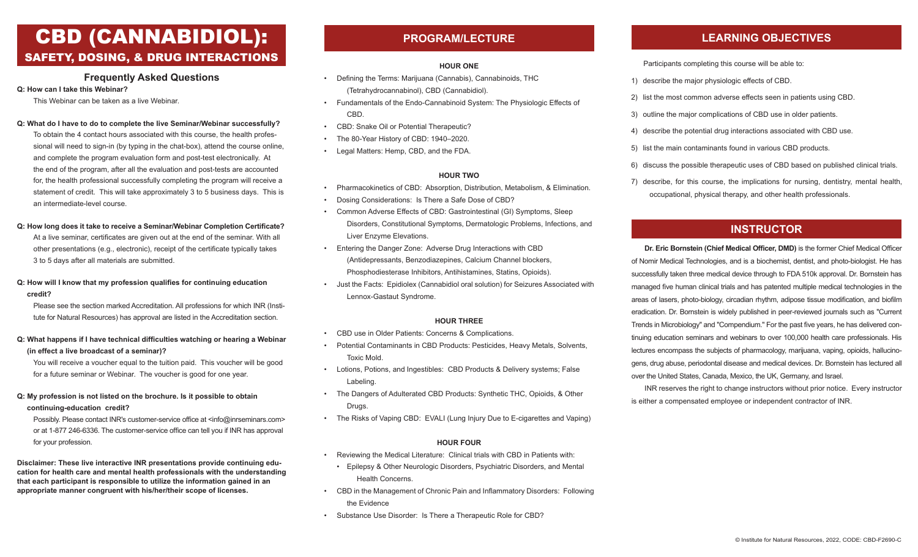# CBD (CANNABIDIOL):
## SAFETY, DOSING, & DRUG INTERACTIONS

### Frequently Asked Questions

**Q: How can I take this Webinar?**

This Webinar can be taken as a live Webinar.

**Q: What do I have to do to complete the live Seminar/Webinar successfully?**

To obtain the 4 contact hours associated with this course, the health professional will need to sign-in (by typing in the chat-box), attend the course online, and complete the program evaluation form and post-test electronically. At the end of the program, after all the evaluation and post-tests are accounted for, the health professional successfully completing the program will receive a statement of credit. This will take approximately 3 to 5 business days. This is an intermediate-level course.

**Q: How long does it take to receive a Seminar/Webinar Completion Certificate?**

At a live seminar, certificates are given out at the end of the seminar. With all other presentations (e.g., electronic), receipt of the certificate typically takes 3 to 5 days after all materials are submitted.

**Q: How will I know that my profession qualifies for continuing education credit?**

Please see the section marked Accreditation. All professions for which INR (Institute for Natural Resources) has approval are listed in the Accreditation section.

**Q: What happens if I have technical difficulties watching or hearing a Webinar (in effect a live broadcast of a seminar)?**

You will receive a voucher equal to the tuition paid. This voucher will be good for a future seminar or Webinar. The voucher is good for one year.

**Q: My profession is not listed on the brochure. Is it possible to obtain continuing-education credit?**

Possibly. Please contact INR's customer-service office at <info@inrseminars.com> or at 1-877 246-6336. The customer-service office can tell you if INR has approval for your profession.

**Disclaimer: These live interactive INR presentations provide continuing education for health care and mental health professionals with the understanding that each participant is responsible to utilize the information gained in an appropriate manner congruent with his/her/their scope of licenses.**

## PROGRAM/LECTURE

### HOUR ONE

- Defining the Terms: Marijuana (Cannabis), Cannabinoids, THC (Tetrahydrocannabinol), CBD (Cannabidiol).
- Fundamentals of the Endo-Cannabinoid System: The Physiologic Effects of CBD.
- CBD: Snake Oil or Potential Therapeutic?
- The 80-Year History of CBD: 1940–2020.
- Legal Matters: Hemp, CBD, and the FDA.

### HOUR TWO

- Pharmacokinetics of CBD: Absorption, Distribution, Metabolism, & Elimination.
- Dosing Considerations: Is There a Safe Dose of CBD?
- Common Adverse Effects of CBD: Gastrointestinal (GI) Symptoms, Sleep Disorders, Constitutional Symptoms, Dermatologic Problems, Infections, and Liver Enzyme Elevations.
- Entering the Danger Zone: Adverse Drug Interactions with CBD (Antidepressants, Benzodiazepines, Calcium Channel blockers, Phosphodiesterase Inhibitors, Antihistamines, Statins, Opioids).
- Just the Facts: Epidiolex (Cannabidiol oral solution) for Seizures Associated with Lennox-Gastaut Syndrome.

### HOUR THREE

- CBD use in Older Patients: Concerns & Complications.
- Potential Contaminants in CBD Products: Pesticides, Heavy Metals, Solvents, Toxic Mold.
- Lotions, Potions, and Ingestibles: CBD Products & Delivery systems; False Labeling.
- The Dangers of Adulterated CBD Products: Synthetic THC, Opioids, & Other Drugs.
- The Risks of Vaping CBD: EVALI (Lung Injury Due to E-cigarettes and Vaping)

### HOUR FOUR

- Reviewing the Medical Literature: Clinical trials with CBD in Patients with:
  - Epilepsy & Other Neurologic Disorders, Psychiatric Disorders, and Mental Health Concerns.
- CBD in the Management of Chronic Pain and Inflammatory Disorders: Following the Evidence
- Substance Use Disorder: Is There a Therapeutic Role for CBD?

## LEARNING OBJECTIVES

Participants completing this course will be able to:

1) describe the major physiologic effects of CBD.
2) list the most common adverse effects seen in patients using CBD.
3) outline the major complications of CBD use in older patients.
4) describe the potential drug interactions associated with CBD use.
5) list the main contaminants found in various CBD products.
6) discuss the possible therapeutic uses of CBD based on published clinical trials.
7) describe, for this course, the implications for nursing, dentistry, mental health, occupational, physical therapy, and other health professionals.

## INSTRUCTOR

**Dr. Eric Bornstein (Chief Medical Officer, DMD)** is the former Chief Medical Officer of Nomir Medical Technologies, and is a biochemist, dentist, and photo-biologist. He has successfully taken three medical device through to FDA 510k approval. Dr. Bornstein has managed five human clinical trials and has patented multiple medical technologies in the areas of lasers, photo-biology, circadian rhythm, adipose tissue modification, and biofilm eradication. Dr. Bornstein is widely published in peer-reviewed journals such as "Current Trends in Microbiology" and "Compendium." For the past five years, he has delivered continuing education seminars and webinars to over 100,000 health care professionals. His lectures encompass the subjects of pharmacology, marijuana, vaping, opioids, hallucinogens, drug abuse, periodontal disease and medical devices. Dr. Bornstein has lectured all over the United States, Canada, Mexico, the UK, Germany, and Israel.

INR reserves the right to change instructors without prior notice. Every instructor is either a compensated employee or independent contractor of INR.

© Institute for Natural Resources, 2022, CODE: CBD-F2690-C